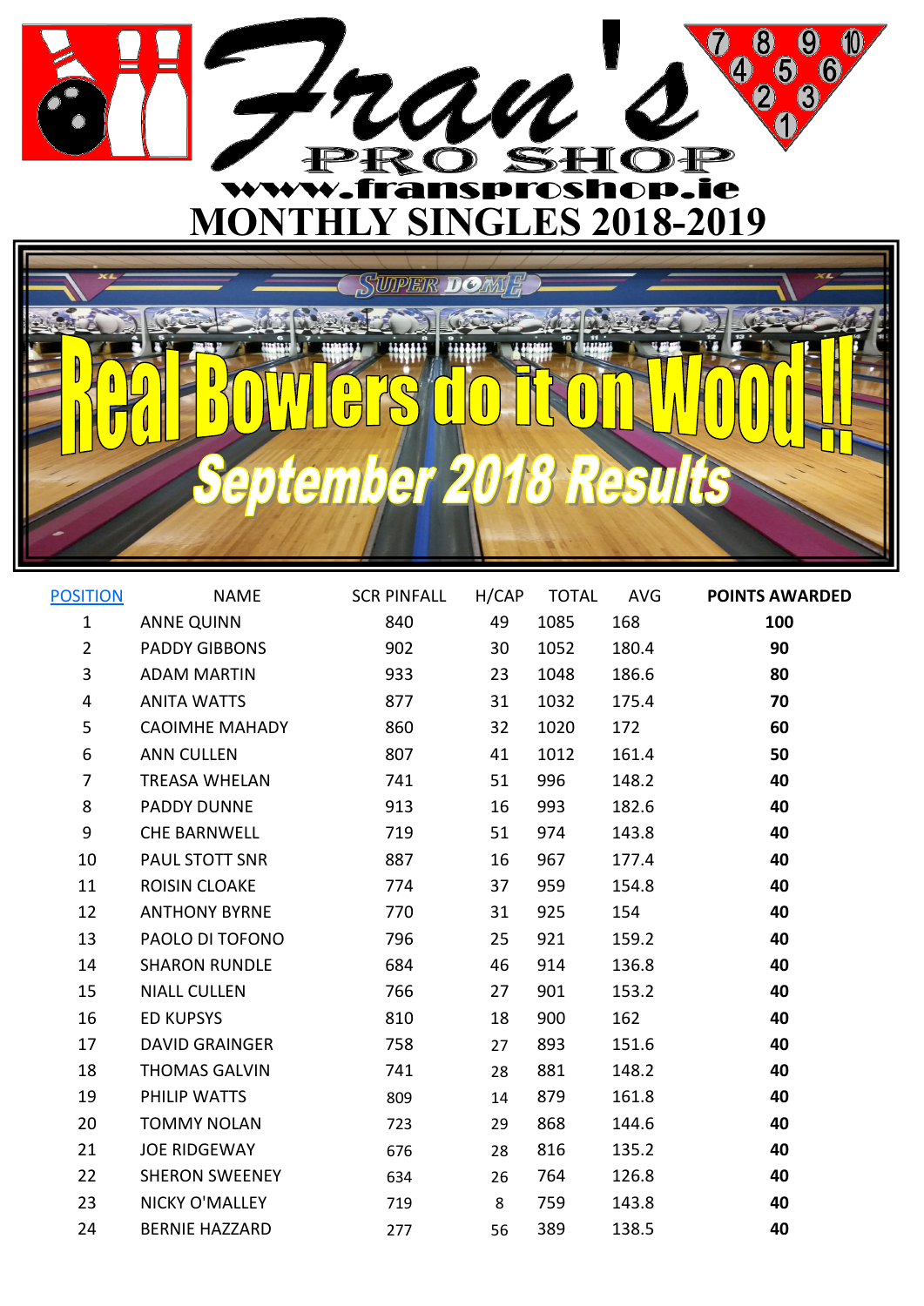# Fran's PRO SHOP

www.fransproshop.ie

# MONTHLY SINGLES 2018-2019

SUPER DOME

## Real Bowlers do it on Wood !!

## September 2018 Results

| POSITION | NAME | SCR PINFALL | H/CAP | TOTAL | AVG | POINTS AWARDED |
|---|---|---|---|---|---|---|
| 1 | ANNE QUINN | 840 | 49 | 1085 | 168 | **100** |
| 2 | PADDY GIBBONS | 902 | 30 | 1052 | 180.4 | **90** |
| 3 | ADAM MARTIN | 933 | 23 | 1048 | 186.6 | **80** |
| 4 | ANITA WATTS | 877 | 31 | 1032 | 175.4 | **70** |
| 5 | CAOIMHE MAHADY | 860 | 32 | 1020 | 172 | **60** |
| 6 | ANN CULLEN | 807 | 41 | 1012 | 161.4 | **50** |
| 7 | TREASA WHELAN | 741 | 51 | 996 | 148.2 | **40** |
| 8 | PADDY DUNNE | 913 | 16 | 993 | 182.6 | **40** |
| 9 | CHE BARNWELL | 719 | 51 | 974 | 143.8 | **40** |
| 10 | PAUL STOTT SNR | 887 | 16 | 967 | 177.4 | **40** |
| 11 | ROISIN CLOAKE | 774 | 37 | 959 | 154.8 | **40** |
| 12 | ANTHONY BYRNE | 770 | 31 | 925 | 154 | **40** |
| 13 | PAOLO DI TOFONO | 796 | 25 | 921 | 159.2 | **40** |
| 14 | SHARON RUNDLE | 684 | 46 | 914 | 136.8 | **40** |
| 15 | NIALL CULLEN | 766 | 27 | 901 | 153.2 | **40** |
| 16 | ED KUPSYS | 810 | 18 | 900 | 162 | **40** |
| 17 | DAVID GRAINGER | 758 | 27 | 893 | 151.6 | **40** |
| 18 | THOMAS GALVIN | 741 | 28 | 881 | 148.2 | **40** |
| 19 | PHILIP WATTS | 809 | 14 | 879 | 161.8 | **40** |
| 20 | TOMMY NOLAN | 723 | 29 | 868 | 144.6 | **40** |
| 21 | JOE RIDGEWAY | 676 | 28 | 816 | 135.2 | **40** |
| 22 | SHERON SWEENEY | 634 | 26 | 764 | 126.8 | **40** |
| 23 | NICKY O'MALLEY | 719 | 8 | 759 | 143.8 | **40** |
| 24 | BERNIE HAZZARD | 277 | 56 | 389 | 138.5 | **40** |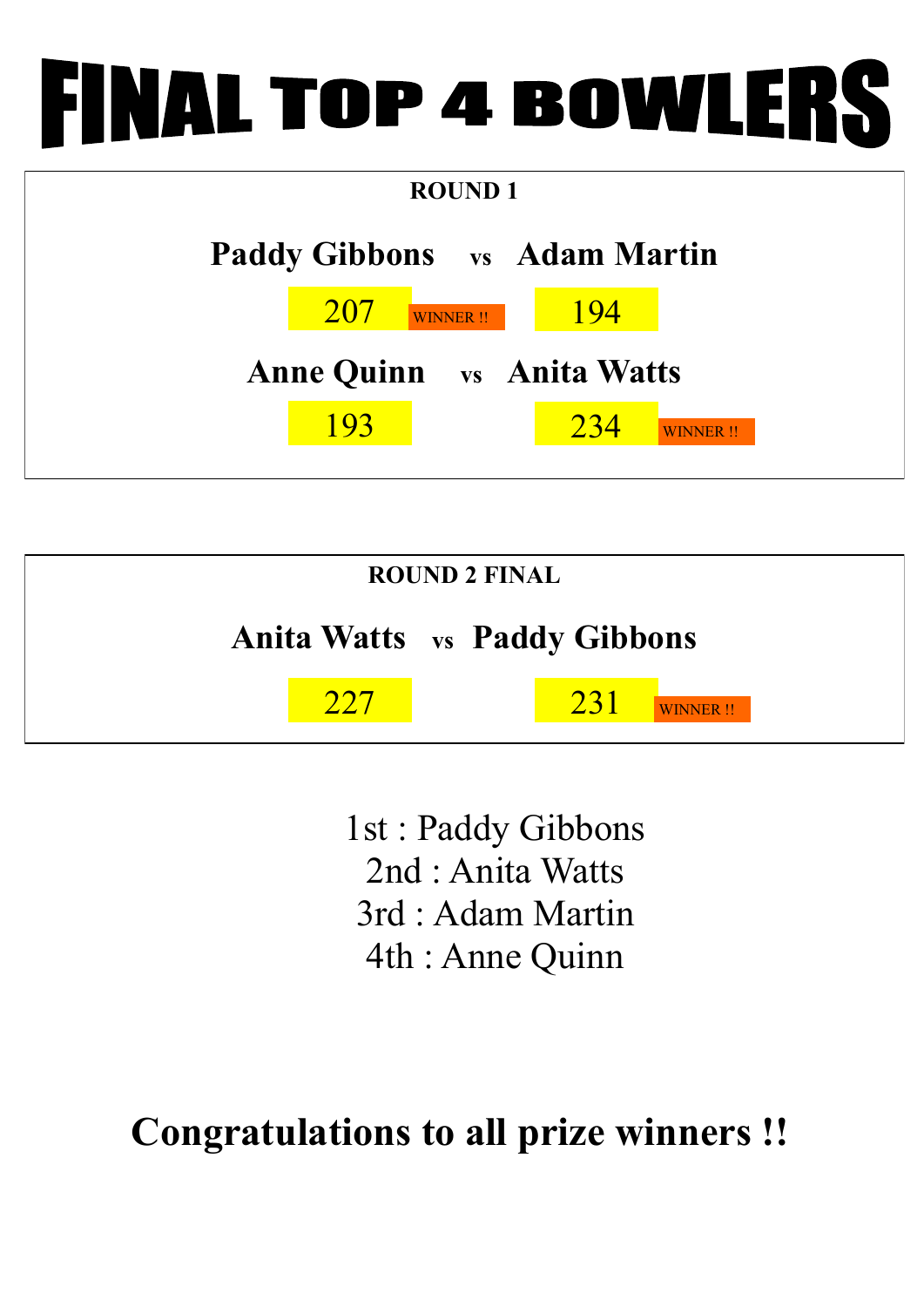# FINAL TOP 4 BOWLERS

**ROUND 1**

**Paddy Gibbons** vs **Adam Martin**

207 WINNER !! 194

**Anne Quinn** vs **Anita Watts**

193 234 WINNER !!

**ROUND 2 FINAL**

**Anita Watts** vs **Paddy Gibbons**

227 231 WINNER !!

1st : Paddy Gibbons
2nd : Anita Watts
3rd : Adam Martin
4th : Anne Quinn

**Congratulations to all prize winners !!**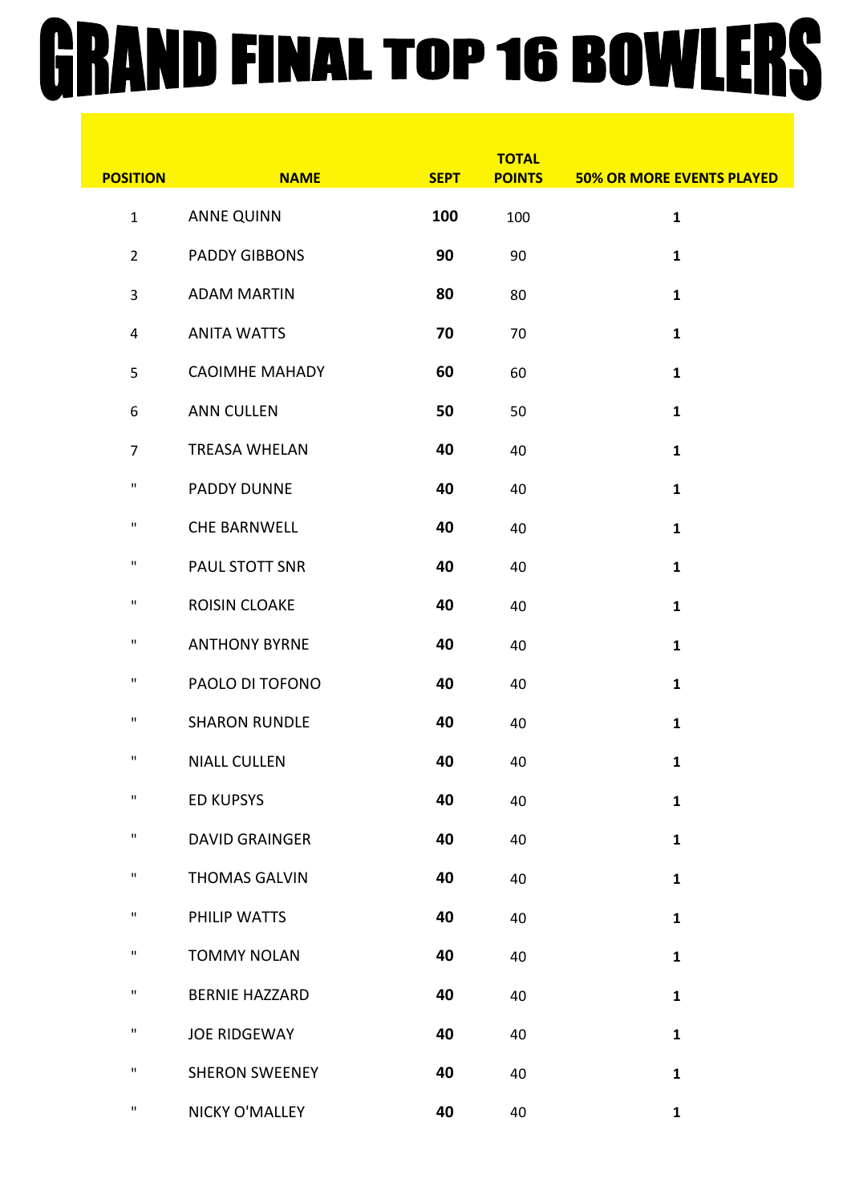# GRAND FINAL TOP 16 BOWLERS

| POSITION | NAME | SEPT | TOTAL POINTS | 50% OR MORE EVENTS PLAYED |
|---|---|---|---|---|
| 1 | ANNE QUINN | **100** | 100 | **1** |
| 2 | PADDY GIBBONS | **90** | 90 | **1** |
| 3 | ADAM MARTIN | **80** | 80 | **1** |
| 4 | ANITA WATTS | **70** | 70 | **1** |
| 5 | CAOIMHE MAHADY | **60** | 60 | **1** |
| 6 | ANN CULLEN | **50** | 50 | **1** |
| 7 | TREASA WHELAN | **40** | 40 | **1** |
| " | PADDY DUNNE | **40** | 40 | **1** |
| " | CHE BARNWELL | **40** | 40 | **1** |
| " | PAUL STOTT SNR | **40** | 40 | **1** |
| " | ROISIN CLOAKE | **40** | 40 | **1** |
| " | ANTHONY BYRNE | **40** | 40 | **1** |
| " | PAOLO DI TOFONO | **40** | 40 | **1** |
| " | SHARON RUNDLE | **40** | 40 | **1** |
| " | NIALL CULLEN | **40** | 40 | **1** |
| " | ED KUPSYS | **40** | 40 | **1** |
| " | DAVID GRAINGER | **40** | 40 | **1** |
| " | THOMAS GALVIN | **40** | 40 | **1** |
| " | PHILIP WATTS | **40** | 40 | **1** |
| " | TOMMY NOLAN | **40** | 40 | **1** |
| " | BERNIE HAZZARD | **40** | 40 | **1** |
| " | JOE RIDGEWAY | **40** | 40 | **1** |
| " | SHERON SWEENEY | **40** | 40 | **1** |
| " | NICKY O'MALLEY | **40** | 40 | **1** |